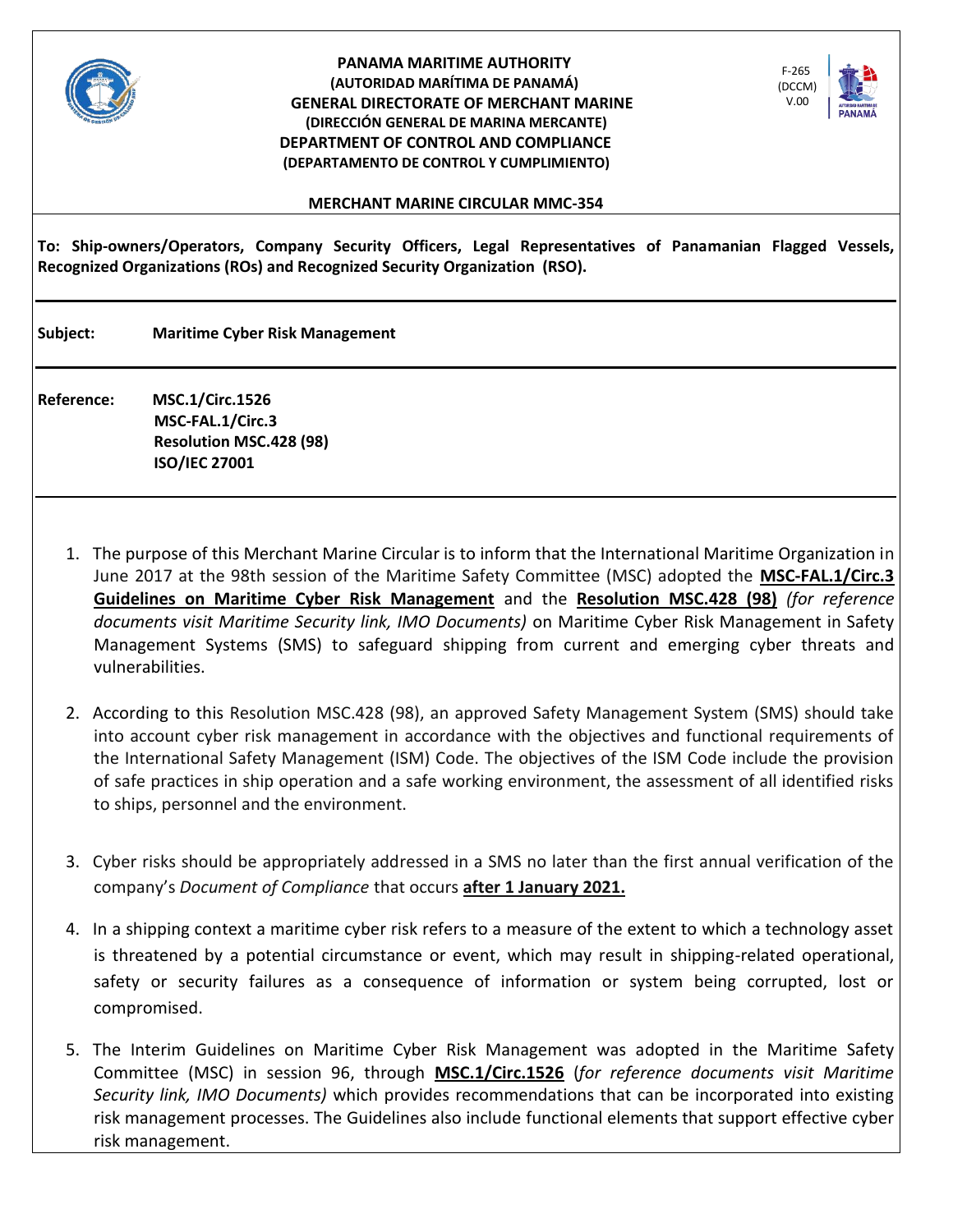**PANAMA MARITIME AUTHORITY**
**(AUTORIDAD MARÍTIMA DE PANAMÁ)**
**GENERAL DIRECTORATE OF MERCHANT MARINE**
**(DIRECCIÓN GENERAL DE MARINA MERCANTE)**
**DEPARTMENT OF CONTROL AND COMPLIANCE**
**(DEPARTAMENTO DE CONTROL Y CUMPLIMIENTO)**

F-265
(DCCM)
V.00

# MERCHANT MARINE CIRCULAR MMC-354

**To: Ship-owners/Operators, Company Security Officers, Legal Representatives of Panamanian Flagged Vessels, Recognized Organizations (ROs) and Recognized Security Organization (RSO).**

**Subject:** **Maritime Cyber Risk Management**

**Reference:** **MSC.1/Circ.1526**
**MSC-FAL.1/Circ.3**
**Resolution MSC.428 (98)**
**ISO/IEC 27001**

1. The purpose of this Merchant Marine Circular is to inform that the International Maritime Organization in June 2017 at the 98th session of the Maritime Safety Committee (MSC) adopted the **MSC-FAL.1/Circ.3 Guidelines on Maritime Cyber Risk Management** and the **Resolution MSC.428 (98)** *(for reference documents visit Maritime Security link, IMO Documents)* on Maritime Cyber Risk Management in Safety Management Systems (SMS) to safeguard shipping from current and emerging cyber threats and vulnerabilities.

2. According to this Resolution MSC.428 (98), an approved Safety Management System (SMS) should take into account cyber risk management in accordance with the objectives and functional requirements of the International Safety Management (ISM) Code. The objectives of the ISM Code include the provision of safe practices in ship operation and a safe working environment, the assessment of all identified risks to ships, personnel and the environment.

3. Cyber risks should be appropriately addressed in a SMS no later than the first annual verification of the company's *Document of Compliance* that occurs **after 1 January 2021.**

4. In a shipping context a maritime cyber risk refers to a measure of the extent to which a technology asset is threatened by a potential circumstance or event, which may result in shipping-related operational, safety or security failures as a consequence of information or system being corrupted, lost or compromised.

5. The Interim Guidelines on Maritime Cyber Risk Management was adopted in the Maritime Safety Committee (MSC) in session 96, through **MSC.1/Circ.1526** (*for reference documents visit Maritime Security link, IMO Documents)* which provides recommendations that can be incorporated into existing risk management processes. The Guidelines also include functional elements that support effective cyber risk management.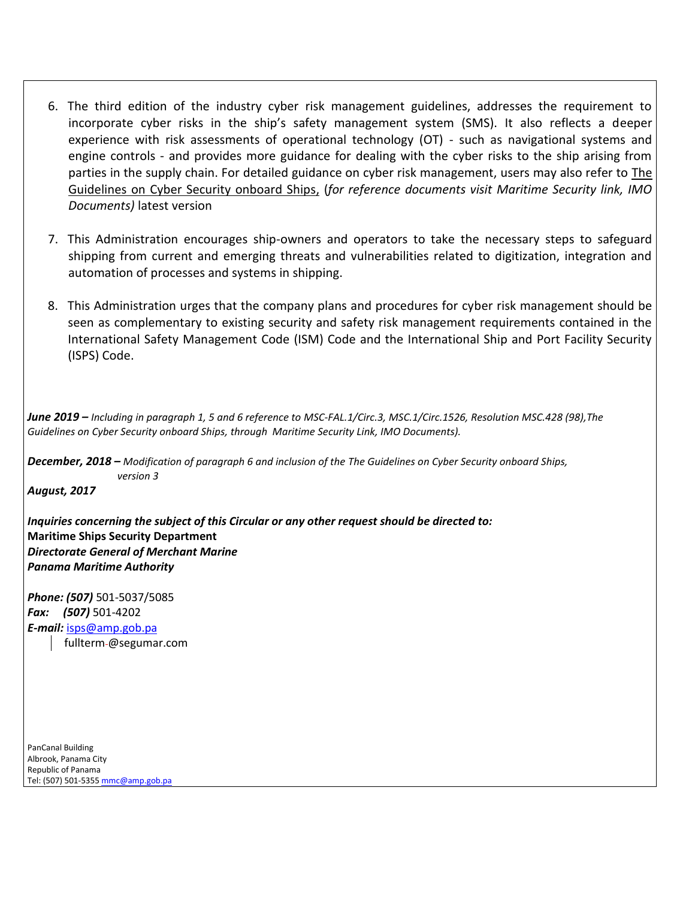6. The third edition of the industry cyber risk management guidelines, addresses the requirement to incorporate cyber risks in the ship's safety management system (SMS). It also reflects a deeper experience with risk assessments of operational technology (OT) - such as navigational systems and engine controls - and provides more guidance for dealing with the cyber risks to the ship arising from parties in the supply chain. For detailed guidance on cyber risk management, users may also refer to The Guidelines on Cyber Security onboard Ships, (*for reference documents visit Maritime Security link, IMO Documents)* latest version

7. This Administration encourages ship-owners and operators to take the necessary steps to safeguard shipping from current and emerging threats and vulnerabilities related to digitization, integration and automation of processes and systems in shipping.

8. This Administration urges that the company plans and procedures for cyber risk management should be seen as complementary to existing security and safety risk management requirements contained in the International Safety Management Code (ISM) Code and the International Ship and Port Facility Security (ISPS) Code.

***June 2019 –*** *Including in paragraph 1, 5 and 6 reference to MSC-FAL.1/Circ.3, MSC.1/Circ.1526, Resolution MSC.428 (98),The Guidelines on Cyber Security onboard Ships, through Maritime Security Link, IMO Documents).*

***December, 2018 –*** *Modification of paragraph 6 and inclusion of the The Guidelines on Cyber Security onboard Ships, version 3*

***August, 2017***

***Inquiries concerning the subject of this Circular or any other request should be directed to:***
**Maritime Ships Security Department**
***Directorate General of Merchant Marine***
***Panama Maritime Authority***

***Phone: (507)*** 501-5037/5085
***Fax: (507)*** 501-4202
***E-mail:*** isps@amp.gob.pa
fullterm-@segumar.com

PanCanal Building
Albrook, Panama City
Republic of Panama
Tel: (507) 501-5355 mmc@amp.gob.pa